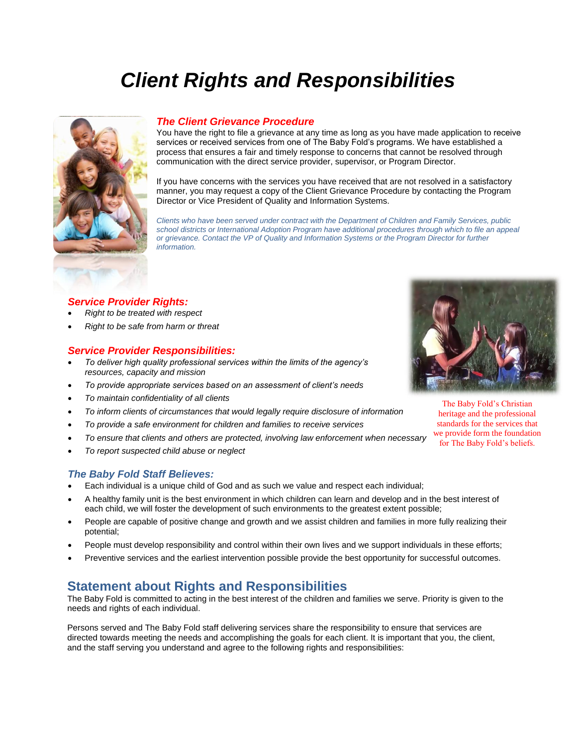# *Client Rights and Responsibilities*

### *The Client Grievance Procedure*

You have the right to file a grievance at any time as long as you have made application to receive services or received services from one of The Baby Fold's programs. We have established a process that ensures a fair and timely response to concerns that cannot be resolved through communication with the direct service provider, supervisor, or Program Director.

If you have concerns with the services you have received that are not resolved in a satisfactory manner, you may request a copy of the Client Grievance Procedure by contacting the Program Director or Vice President of Quality and Information Systems.

*Clients who have been served under contract with the Department of Children and Family Services, public school districts or International Adoption Program have additional procedures through which to file an appeal or grievance. Contact the VP of Quality and Information Systems or the Program Director for further information.*

### *Service Provider Rights:*

- *Right to be treated with respect*
- *Right to be safe from harm or threat*

### *Service Provider Responsibilities:*

- *To deliver high quality professional services within the limits of the agency's resources, capacity and mission*
- *To provide appropriate services based on an assessment of client's needs*
- *To maintain confidentiality of all clients*
- *To inform clients of circumstances that would legally require disclosure of information*
- *To provide a safe environment for children and families to receive services*
- *To ensure that clients and others are protected, involving law enforcement when necessary*
- *To report suspected child abuse or neglect*

The Baby Fold's Christian heritage and the professional standards for the services that we provide form the foundation for The Baby Fold's beliefs.

### *The Baby Fold Staff Believes:*

- Each individual is a unique child of God and as such we value and respect each individual;
- A healthy family unit is the best environment in which children can learn and develop and in the best interest of each child, we will foster the development of such environments to the greatest extent possible;
- People are capable of positive change and growth and we assist children and families in more fully realizing their potential;
- People must develop responsibility and control within their own lives and we support individuals in these efforts;
- Preventive services and the earliest intervention possible provide the best opportunity for successful outcomes.

## Statement about Rights and Responsibilities

The Baby Fold is committed to acting in the best interest of the children and families we serve. Priority is given to the needs and rights of each individual.

Persons served and The Baby Fold staff delivering services share the responsibility to ensure that services are directed towards meeting the needs and accomplishing the goals for each client. It is important that you, the client, and the staff serving you understand and agree to the following rights and responsibilities: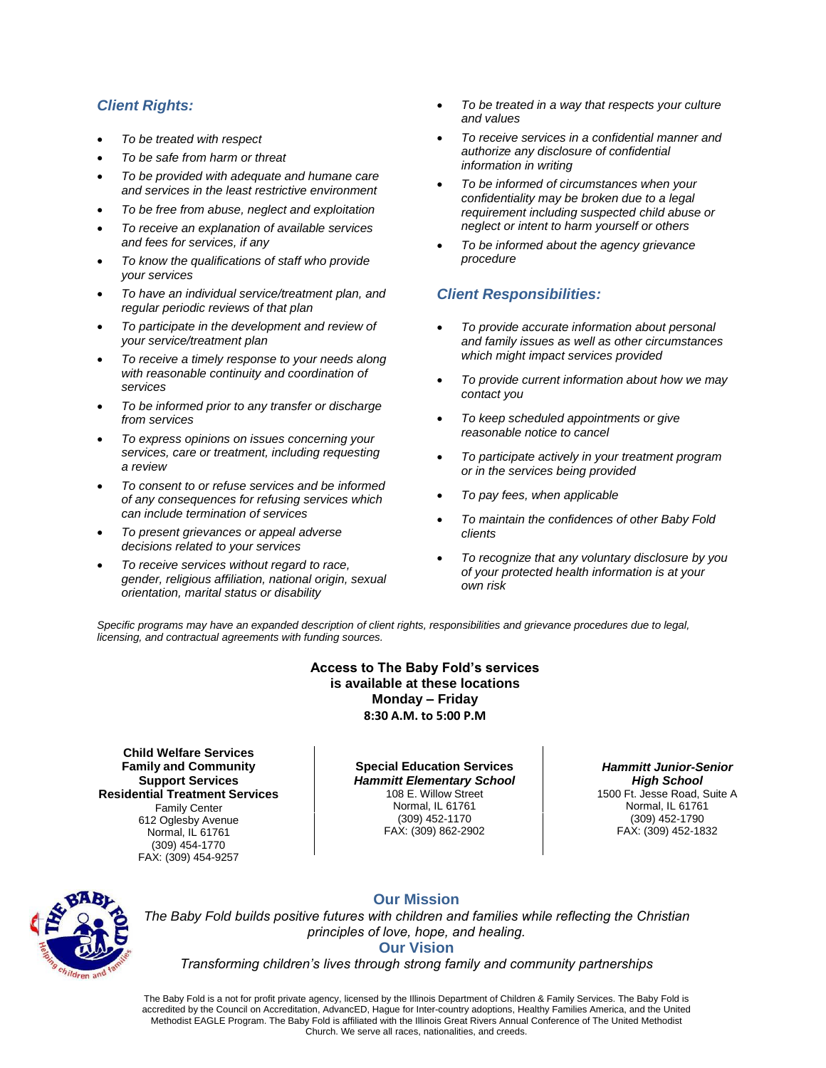## *Client Rights:*

- *To be treated with respect*
- *To be safe from harm or threat*
- *To be provided with adequate and humane care and services in the least restrictive environment*
- *To be free from abuse, neglect and exploitation*
- *To receive an explanation of available services and fees for services, if any*
- *To know the qualifications of staff who provide your services*
- *To have an individual service/treatment plan, and regular periodic reviews of that plan*
- *To participate in the development and review of your service/treatment plan*
- *To receive a timely response to your needs along with reasonable continuity and coordination of services*
- *To be informed prior to any transfer or discharge from services*
- *To express opinions on issues concerning your services, care or treatment, including requesting a review*
- *To consent to or refuse services and be informed of any consequences for refusing services which can include termination of services*
- *To present grievances or appeal adverse decisions related to your services*
- *To receive services without regard to race, gender, religious affiliation, national origin, sexual orientation, marital status or disability*
- *To be treated in a way that respects your culture and values*
- *To receive services in a confidential manner and authorize any disclosure of confidential information in writing*
- *To be informed of circumstances when your confidentiality may be broken due to a legal requirement including suspected child abuse or neglect or intent to harm yourself or others*
- *To be informed about the agency grievance procedure*

## *Client Responsibilities:*

- *To provide accurate information about personal and family issues as well as other circumstances which might impact services provided*
- *To provide current information about how we may contact you*
- *To keep scheduled appointments or give reasonable notice to cancel*
- *To participate actively in your treatment program or in the services being provided*
- *To pay fees, when applicable*
- *To maintain the confidences of other Baby Fold clients*
- *To recognize that any voluntary disclosure by you of your protected health information is at your own risk*

*Specific programs may have an expanded description of client rights, responsibilities and grievance procedures due to legal, licensing, and contractual agreements with funding sources.*

**Access to The Baby Fold's services is available at these locations**
**Monday – Friday**
**8:30 A.M. to 5:00 P.M**

**Child Welfare Services**
**Family and Community Support Services**
**Residential Treatment Services**
Family Center
612 Oglesby Avenue
Normal, IL 61761
(309) 454-1770
FAX: (309) 454-9257

**Special Education Services**
***Hammitt Elementary School***
108 E. Willow Street
Normal, IL 61761
(309) 452-1170
FAX: (309) 862-2902

***Hammitt Junior-Senior High School***
1500 Ft. Jesse Road, Suite A
Normal, IL 61761
(309) 452-1790
FAX: (309) 452-1832

THE BABY FOLD
Helping children and families

### Our Mission

*The Baby Fold builds positive futures with children and families while reflecting the Christian principles of love, hope, and healing.*

### Our Vision

*Transforming children's lives through strong family and community partnerships*

The Baby Fold is a not for profit private agency, licensed by the Illinois Department of Children & Family Services. The Baby Fold is accredited by the Council on Accreditation, AdvancED, Hague for Inter-country adoptions, Healthy Families America, and the United Methodist EAGLE Program. The Baby Fold is affiliated with the Illinois Great Rivers Annual Conference of The United Methodist Church. We serve all races, nationalities, and creeds.